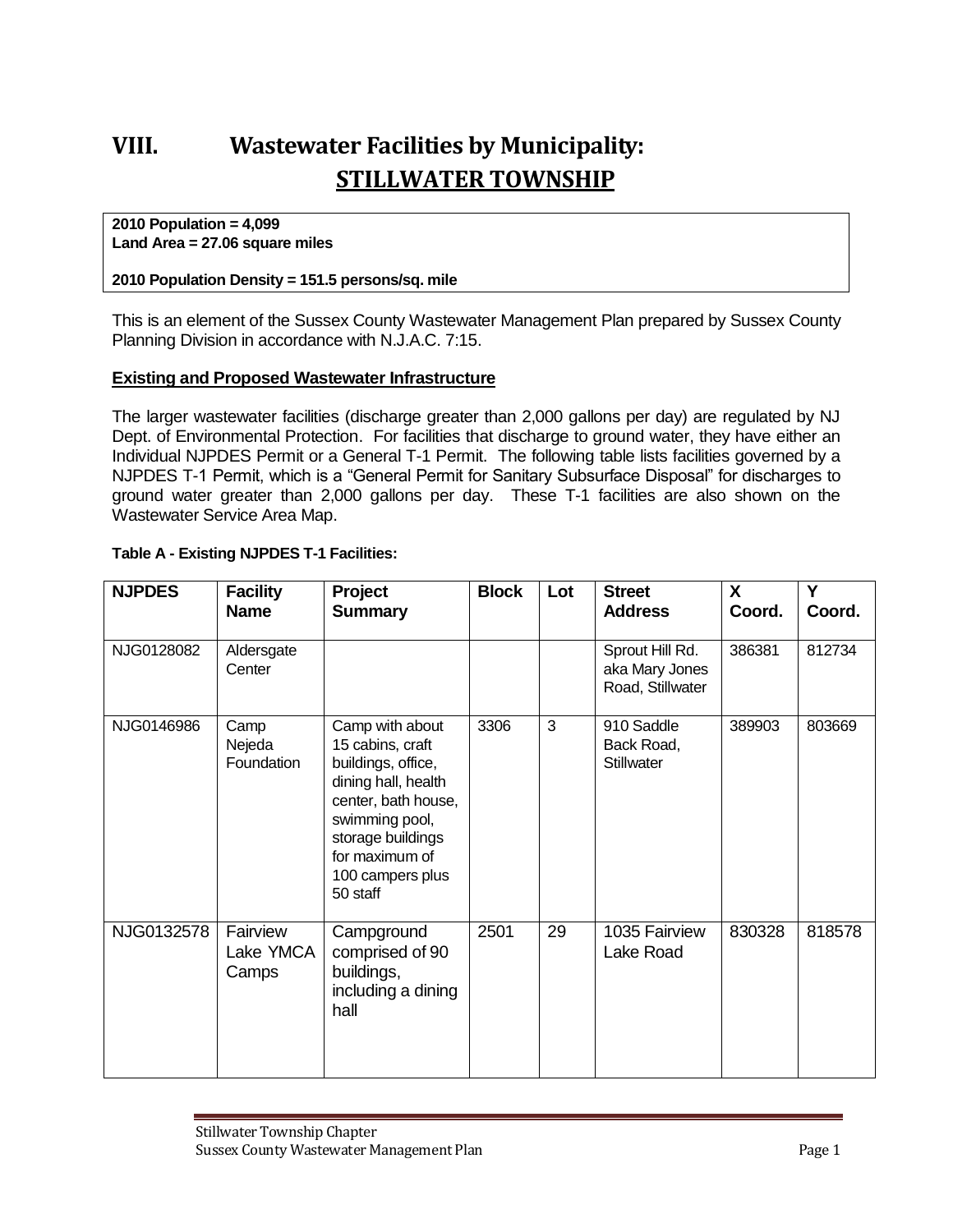# VIII. Wastewater Facilities by Municipality: STILLWATER TOWNSHIP

**2010 Population = 4,099**
**Land Area = 27.06 square miles**

**2010 Population Density = 151.5 persons/sq. mile**

This is an element of the Sussex County Wastewater Management Plan prepared by Sussex County Planning Division in accordance with N.J.A.C. 7:15.

## Existing and Proposed Wastewater Infrastructure

The larger wastewater facilities (discharge greater than 2,000 gallons per day) are regulated by NJ Dept. of Environmental Protection. For facilities that discharge to ground water, they have either an Individual NJPDES Permit or a General T-1 Permit. The following table lists facilities governed by a NJPDES T-1 Permit, which is a "General Permit for Sanitary Subsurface Disposal" for discharges to ground water greater than 2,000 gallons per day. These T-1 facilities are also shown on the Wastewater Service Area Map.

**Table A - Existing NJPDES T-1 Facilities:**

| NJPDES | Facility Name | Project Summary | Block | Lot | Street Address | X Coord. | Y Coord. |
|---|---|---|---|---|---|---|---|
| NJG0128082 | Aldersgate Center | | | | Sprout Hill Rd. aka Mary Jones Road, Stillwater | 386381 | 812734 |
| NJG0146986 | Camp Nejeda Foundation | Camp with about 15 cabins, craft buildings, office, dining hall, health center, bath house, swimming pool, storage buildings for maximum of 100 campers plus 50 staff | 3306 | 3 | 910 Saddle Back Road, Stillwater | 389903 | 803669 |
| NJG0132578 | Fairview Lake YMCA Camps | Campground comprised of 90 buildings, including a dining hall | 2501 | 29 | 1035 Fairview Lake Road | 830328 | 818578 |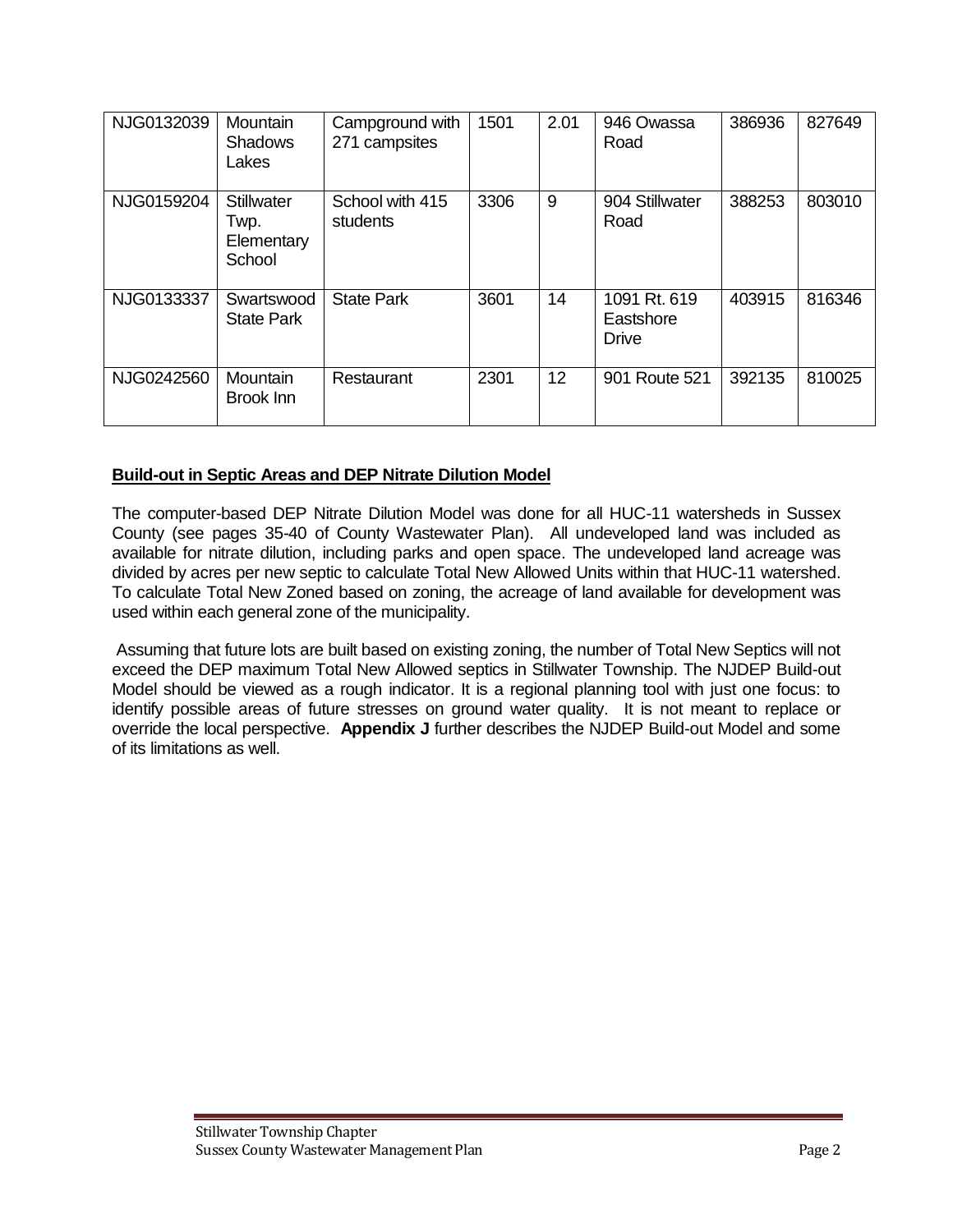| | | | | | | | |
|---|---|---|---|---|---|---|---|
| NJG0132039 | Mountain Shadows Lakes | Campground with 271 campsites | 1501 | 2.01 | 946 Owassa Road | 386936 | 827649 |
| NJG0159204 | Stillwater Twp. Elementary School | School with 415 students | 3306 | 9 | 904 Stillwater Road | 388253 | 803010 |
| NJG0133337 | Swartswood State Park | State Park | 3601 | 14 | 1091 Rt. 619 Eastshore Drive | 403915 | 816346 |
| NJG0242560 | Mountain Brook Inn | Restaurant | 2301 | 12 | 901 Route 521 | 392135 | 810025 |

**Build-out in Septic Areas and DEP Nitrate Dilution Model**

The computer-based DEP Nitrate Dilution Model was done for all HUC-11 watersheds in Sussex County (see pages 35-40 of County Wastewater Plan). All undeveloped land was included as available for nitrate dilution, including parks and open space. The undeveloped land acreage was divided by acres per new septic to calculate Total New Allowed Units within that HUC-11 watershed. To calculate Total New Zoned based on zoning, the acreage of land available for development was used within each general zone of the municipality.

Assuming that future lots are built based on existing zoning, the number of Total New Septics will not exceed the DEP maximum Total New Allowed septics in Stillwater Township. The NJDEP Build-out Model should be viewed as a rough indicator. It is a regional planning tool with just one focus: to identify possible areas of future stresses on ground water quality. It is not meant to replace or override the local perspective. **Appendix J** further describes the NJDEP Build-out Model and some of its limitations as well.